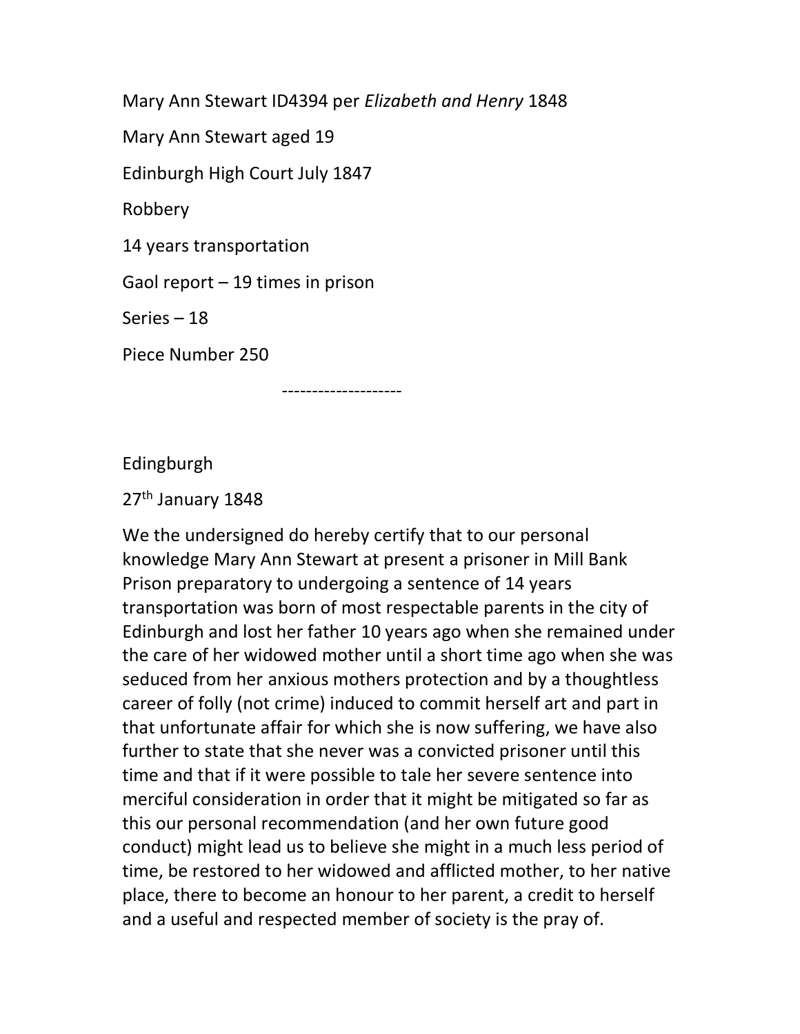Mary Ann Stewart ID4394 per *Elizabeth and Henry* 1848

Mary Ann Stewart aged 19

Edinburgh High Court July 1847

Robbery

14 years transportation

Gaol report – 19 times in prison

Series – 18

Piece Number 250

--------------------

Edingburgh

27th January 1848

We the undersigned do hereby certify that to our personal knowledge Mary Ann Stewart at present a prisoner in Mill Bank Prison preparatory to undergoing a sentence of 14 years transportation was born of most respectable parents in the city of Edinburgh and lost her father 10 years ago when she remained under the care of her widowed mother until a short time ago when she was seduced from her anxious mothers protection and by a thoughtless career of folly (not crime) induced to commit herself art and part in that unfortunate affair for which she is now suffering, we have also further to state that she never was a convicted prisoner until this time and that if it were possible to tale her severe sentence into merciful consideration in order that it might be mitigated so far as this our personal recommendation (and her own future good conduct) might lead us to believe she might in a much less period of time, be restored to her widowed and afflicted mother, to her native place, there to become an honour to her parent, a credit to herself and a useful and respected member of society is the pray of.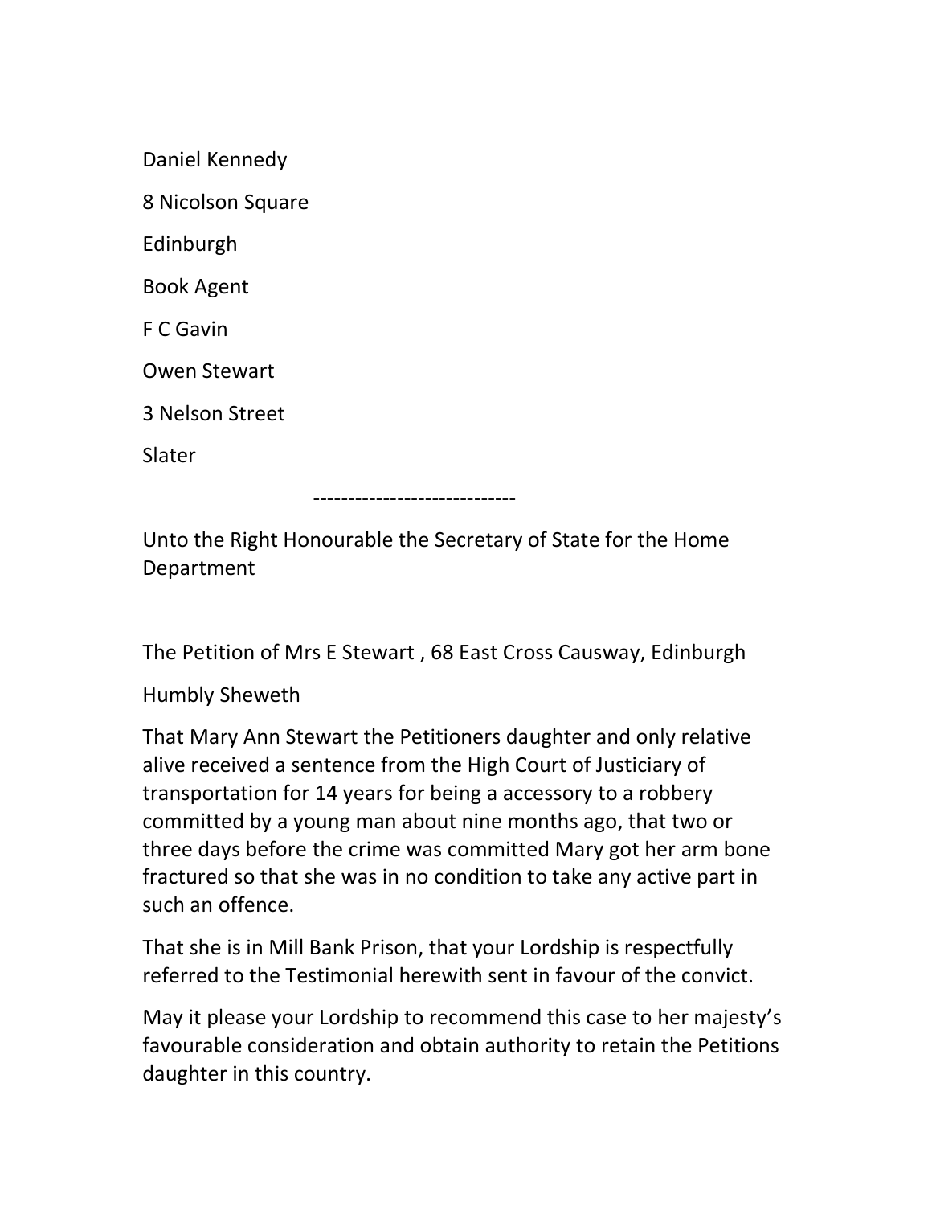Daniel Kennedy

8 Nicolson Square

Edinburgh

Book Agent

F C Gavin

Owen Stewart

3 Nelson Street

Slater

-----------------------------

Unto the Right Honourable the Secretary of State for the Home Department

The Petition of Mrs E Stewart , 68 East Cross Causway, Edinburgh

Humbly Sheweth

That Mary Ann Stewart the Petitioners daughter and only relative alive received a sentence from the High Court of Justiciary of transportation for 14 years for being a accessory to a robbery committed by a young man about nine months ago, that two or three days before the crime was committed Mary got her arm bone fractured so that she was in no condition to take any active part in such an offence.

That she is in Mill Bank Prison, that your Lordship is respectfully referred to the Testimonial herewith sent in favour of the convict.

May it please your Lordship to recommend this case to her majesty's favourable consideration and obtain authority to retain the Petitions daughter in this country.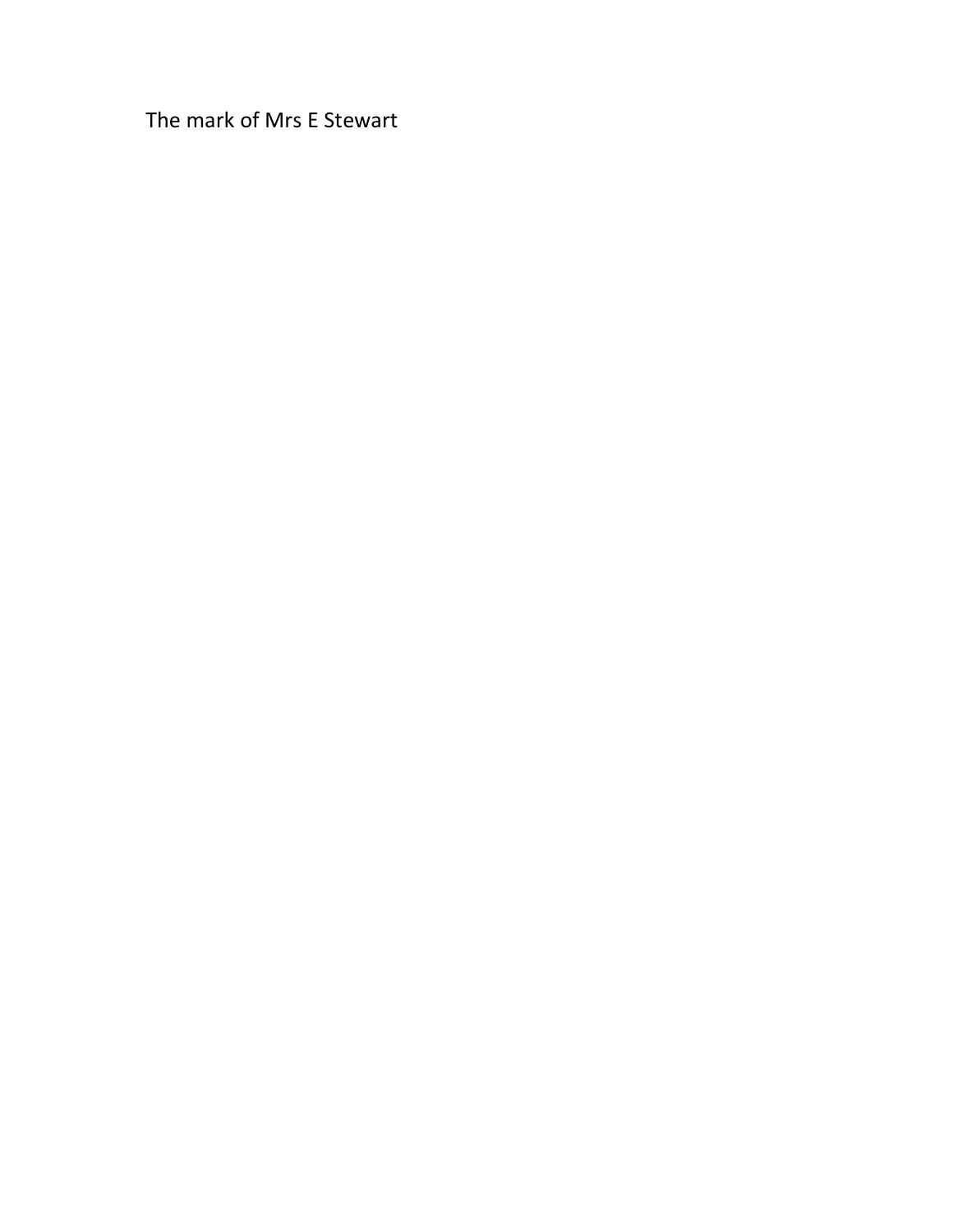The mark of Mrs E Stewart